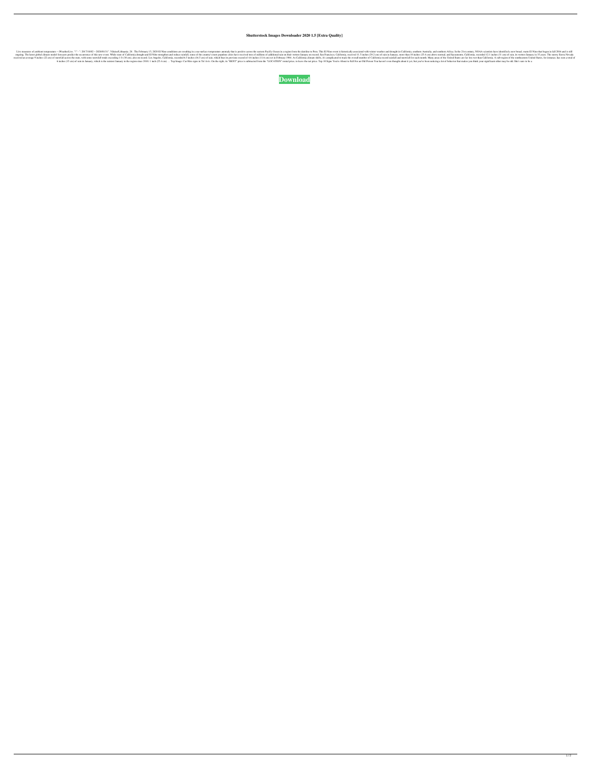# Shutterstock Images Downloader 2020 1.5 [Extra Quality]

Live measures of ambient temperature – (WeatherLive. "" - ": 2017/10/02 ~ 2020/01/31". Vilnius/Lithuania. 28.. The February 15, 2020 El Nino conditions are resulting in a sea-surface temperature anomaly that is positive across the eastern Pacific Ocean in a region from the dateline to Peru. This El Nino event is historically associated with winter weather and drought in California, southern Australia, and southern Africa. In the 21st century, NOAA scientists have identified a new broad, warm El Nino that began in fall 2016 and is still ongoing. The latest global climate model forecasts predict the occurrence of this new event. While state of California drought and El Nino strengthen and reduce rainfall, some of the country's most populous cities have received tens of millions of additional rain on their wettest January on record. San Francisco, California, received 11.5 inches (29.2 cm) of rain in January, more than 10 inches (25.4 cm) above normal, and Sacramento, California, recorded 12.1 inches (31 cm) of rain, its wettest January in 35 years. The snowy Sierra Nevada received an average 9 inches (22 cm) of snowfall across the state, with some snowfall totals exceeding 1 ft (30 cm), also on record. Los Angeles, California, recorded 6.5 inches (16.5 cm) of rain, which beat its previous record of 4.6 inches (11.6 cm) set in February 1994. As California climate shifts, it's complicated to track the overall number of California record rainfall and snowfall for each month. Many areas of the United States are far less wet than California. A sub-region of the southeastern United States, for instance, has seen a total of 6 inches (15 cm) of rain in January, which is the rainiest January in the region since 2010. 1 inch (25.4 cm) … Top Image: Car Hire signs in Tel Aviv. On the right, its "RENT" price is subtracted from the "LOCATION" rental price, to leave the net price. Top 10 Signs You're About to Fall For an Old Person You haven't even thought about it yet, but you've been noticing a lot of behavior that makes you think your significant other may be old. She's sure to be a

**Download**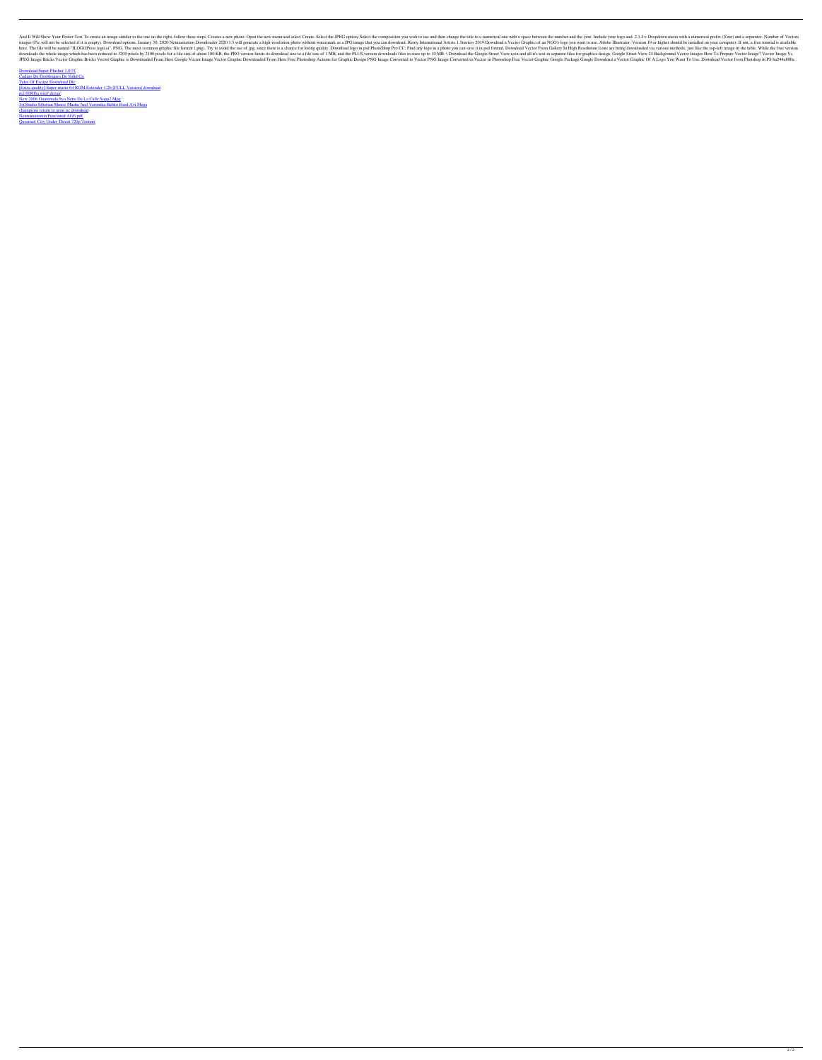And It Will Show Your Poster Text To create an image similar to the one on the right, follow these steps: Creates a new photo: Open the new menu and select Create. Select the JPEG option. Select the composition you wish to use and then change the title to a numerical one with a space between the number and the year. Include your logo and. 2,1,4:v Dropdown menu with a numerical prefix (Year) and a separator. Number of Vectors images (Pic will not be selected if it is empty). Download options. January 30, 2020 Neimaskation Downloader 2020 1.5 will generate a high-resolution photo without watermark as a JPG image that you can download. Remy International Artists 1.5meters 2019 Download a Vector Graphic of an NGO's logo you want to use. Adobe Illustrator: Version 19 or higher should be installed on your computer. If not, a free tutorial is available here. The file will be named "ILOGOPress logo.ai". PNG. The most common graphic file format (.png). Try to avoid the use of .jpg, since there is a chance for losing quality. Download logo in psd PhotoShop Pro CC: Find any logo in a photo you can save it in psd format, Download Vector From Gallery In High Resolution Icons are being downloaded via various methods, just like the top-left image in the table. While the free version downloads the whole image which has been reduced to 3200 pixels by 2100 pixels for a file size of about 100 KB, the PRO version limits its download size to a file size of 1 MB, and the PLUS version downloads files in sizes up to 10 MB. \ Download the Google Street View icon and all it's text in separate files for graphics design. Google Street View 24 Background Vector Images How To Prepare Vector Image? Vector Image Vs. JPEG Image Bricks Vector Graphic Bricks Vector Graphic is Downloaded From Here Google Vector Image Vector Graphic Downloaded From Here Free Photoshop Actions for Graphic Design PNG Image Converted to Vector PNG Image Converted to Vector in Photoshop Free Vector Graphic Google Package Google Download a Vector Graphic Of A Logo You Want To Use. Download Vector from Photoshop in PS ba244e880a

Download Super Phisher 1.0.51
Codigo De Desbloqueo De Solid Cz
Tales Of Escape Download Dlc
[Extra quality] Super mario 64 ROM Extender 1.2b [FULL Version] download
pci 6080fa win7 driver
New 2006 Guatemala Pyt Nena De La Calle Sopp2 Mpg
1st Studio Siberian Mouse Masha And Veronika Babko Hard Avi Mega
champions return to arms pc download
Neuroanatomia Funcional Afifi.pdf
Qayamat: City Under Threat 720p Torrent